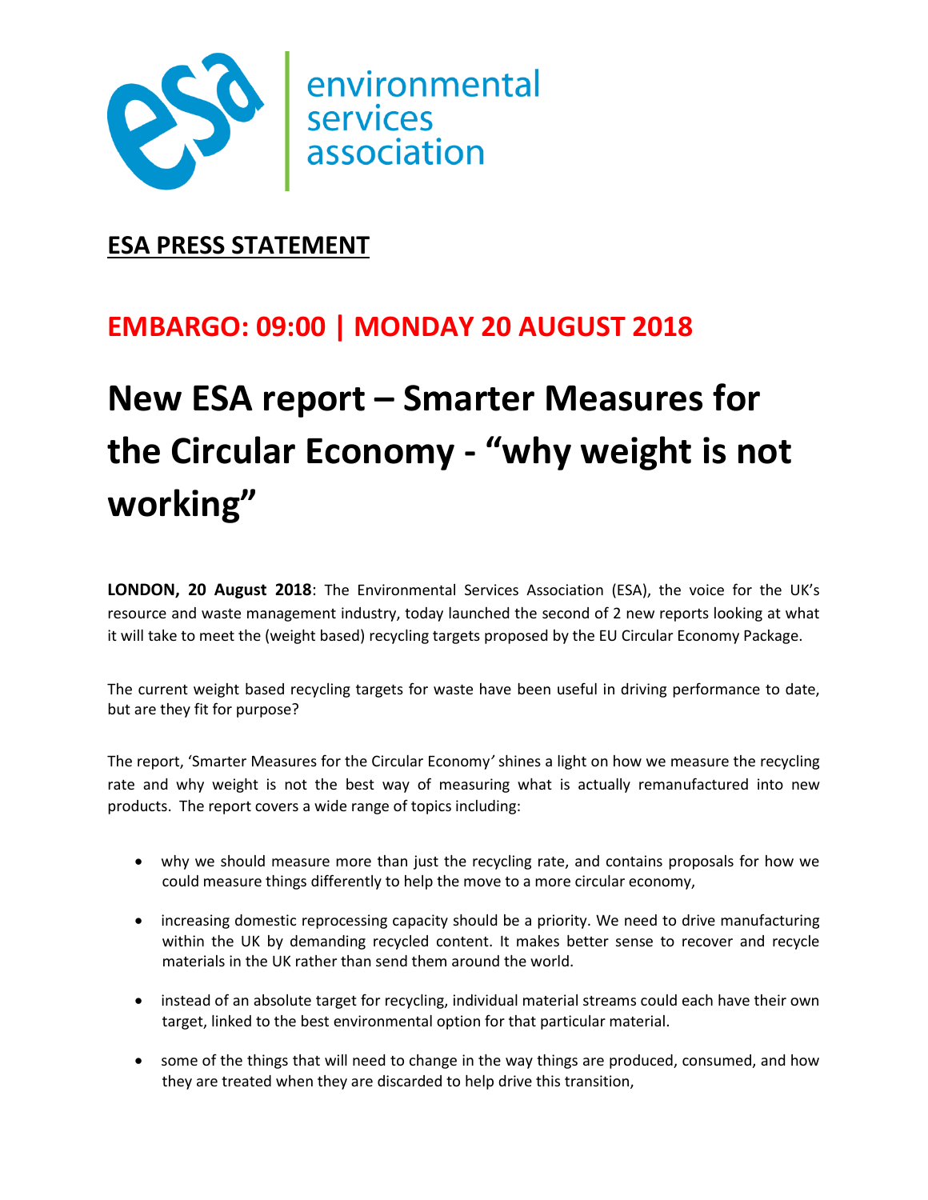environmental services association

**ESA PRESS STATEMENT**

## EMBARGO: 09:00 | MONDAY 20 AUGUST 2018

# New ESA report – Smarter Measures for the Circular Economy - "why weight is not working"

**LONDON, 20 August 2018**: The Environmental Services Association (ESA), the voice for the UK's resource and waste management industry, today launched the second of 2 new reports looking at what it will take to meet the (weight based) recycling targets proposed by the EU Circular Economy Package.

The current weight based recycling targets for waste have been useful in driving performance to date, but are they fit for purpose?

The report, 'Smarter Measures for the Circular Economy*'* shines a light on how we measure the recycling rate and why weight is not the best way of measuring what is actually remanufactured into new products. The report covers a wide range of topics including:

- why we should measure more than just the recycling rate, and contains proposals for how we could measure things differently to help the move to a more circular economy,
- increasing domestic reprocessing capacity should be a priority. We need to drive manufacturing within the UK by demanding recycled content. It makes better sense to recover and recycle materials in the UK rather than send them around the world.
- instead of an absolute target for recycling, individual material streams could each have their own target, linked to the best environmental option for that particular material.
- some of the things that will need to change in the way things are produced, consumed, and how they are treated when they are discarded to help drive this transition,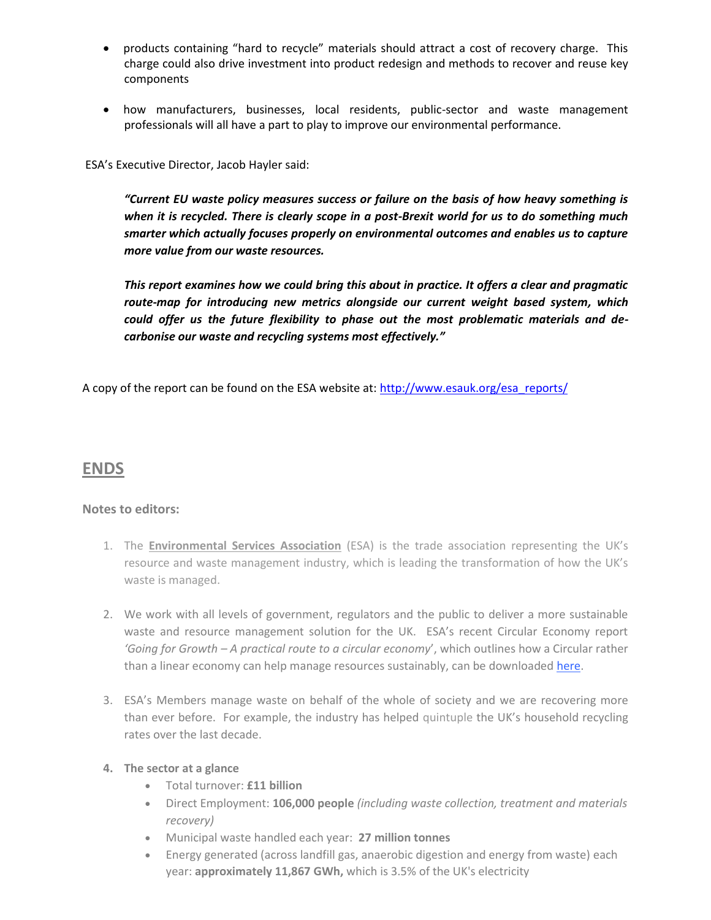- products containing "hard to recycle" materials should attract a cost of recovery charge. This charge could also drive investment into product redesign and methods to recover and reuse key components

- how manufacturers, businesses, local residents, public-sector and waste management professionals will all have a part to play to improve our environmental performance.

ESA's Executive Director, Jacob Hayler said:

> ***"Current EU waste policy measures success or failure on the basis of how heavy something is when it is recycled. There is clearly scope in a post-Brexit world for us to do something much smarter which actually focuses properly on environmental outcomes and enables us to capture more value from our waste resources.***
>
> ***This report examines how we could bring this about in practice. It offers a clear and pragmatic route-map for introducing new metrics alongside our current weight based system, which could offer us the future flexibility to phase out the most problematic materials and de-carbonise our waste and recycling systems most effectively."***

A copy of the report can be found on the ESA website at: [http://www.esauk.org/esa_reports/](http://www.esauk.org/esa_reports/)

## ENDS

**Notes to editors:**

1. The **Environmental Services Association** (ESA) is the trade association representing the UK's resource and waste management industry, which is leading the transformation of how the UK's waste is managed.

2. We work with all levels of government, regulators and the public to deliver a more sustainable waste and resource management solution for the UK. ESA's recent Circular Economy report *'Going for Growth – A practical route to a circular economy*', which outlines how a Circular rather than a linear economy can help manage resources sustainably, can be downloaded here.

3. ESA's Members manage waste on behalf of the whole of society and we are recovering more than ever before. For example, the industry has helped quintuple the UK's household recycling rates over the last decade.

4. **The sector at a glance**
   - Total turnover: **£11 billion**
   - Direct Employment: **106,000 people** *(including waste collection, treatment and materials recovery)*
   - Municipal waste handled each year: **27 million tonnes**
   - Energy generated (across landfill gas, anaerobic digestion and energy from waste) each year: **approximately 11,867 GWh,** which is 3.5% of the UK's electricity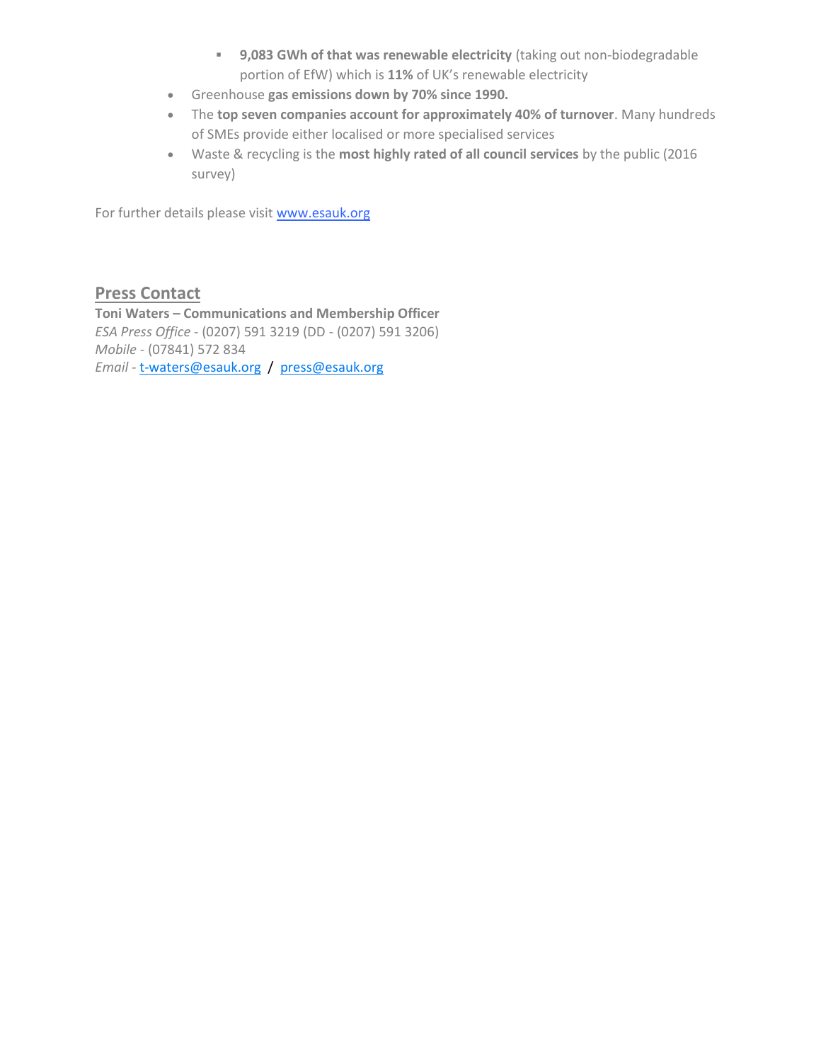- **9,083 GWh of that was renewable electricity** (taking out non-biodegradable portion of EfW) which is **11%** of UK's renewable electricity
- Greenhouse **gas emissions down by 70% since 1990.**
- The **top seven companies account for approximately 40% of turnover**. Many hundreds of SMEs provide either localised or more specialised services
- Waste & recycling is the **most highly rated of all council services** by the public (2016 survey)

For further details please visit [www.esauk.org](http://www.esauk.org)

## Press Contact

**Toni Waters – Communications and Membership Officer**
*ESA Press Office* - (0207) 591 3219 (DD - (0207) 591 3206)
*Mobile* - (07841) 572 834
*Email* - t-waters@esauk.org / press@esauk.org